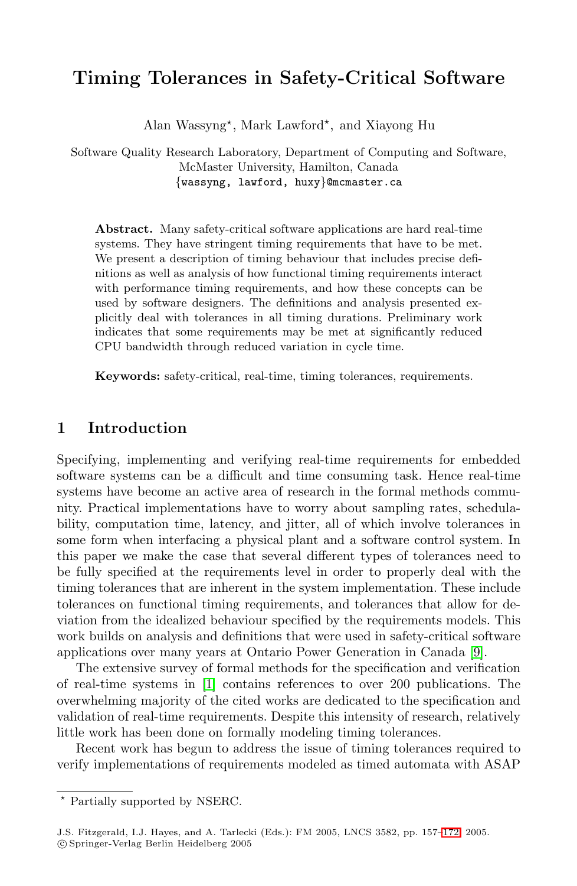# Timing Tolerances in Safety-Critical Software

Alan Wassyng*, Mark Lawford*, and Xiayong Hu

Software Quality Research Laboratory, Department of Computing and Software, McMaster University, Hamilton, Canada
{wassyng, lawford, huxy}@mcmaster.ca

**Abstract.** Many safety-critical software applications are hard real-time systems. They have stringent timing requirements that have to be met. We present a description of timing behaviour that includes precise definitions as well as analysis of how functional timing requirements interact with performance timing requirements, and how these concepts can be used by software designers. The definitions and analysis presented explicitly deal with tolerances in all timing durations. Preliminary work indicates that some requirements may be met at significantly reduced CPU bandwidth through reduced variation in cycle time.

**Keywords:** safety-critical, real-time, timing tolerances, requirements.

## 1 Introduction

Specifying, implementing and verifying real-time requirements for embedded software systems can be a difficult and time consuming task. Hence real-time systems have become an active area of research in the formal methods community. Practical implementations have to worry about sampling rates, schedulability, computation time, latency, and jitter, all of which involve tolerances in some form when interfacing a physical plant and a software control system. In this paper we make the case that several different types of tolerances need to be fully specified at the requirements level in order to properly deal with the timing tolerances that are inherent in the system implementation. These include tolerances on functional timing requirements, and tolerances that allow for deviation from the idealized behaviour specified by the requirements models. This work builds on analysis and definitions that were used in safety-critical software applications over many years at Ontario Power Generation in Canada [9].

The extensive survey of formal methods for the specification and verification of real-time systems in [1] contains references to over 200 publications. The overwhelming majority of the cited works are dedicated to the specification and validation of real-time requirements. Despite this intensity of research, relatively little work has been done on formally modeling timing tolerances.

Recent work has begun to address the issue of timing tolerances required to verify implementations of requirements modeled as timed automata with ASAP

* Partially supported by NSERC.

J.S. Fitzgerald, I.J. Hayes, and A. Tarlecki (Eds.): FM 2005, LNCS 3582, pp. 157–172, 2005.
© Springer-Verlag Berlin Heidelberg 2005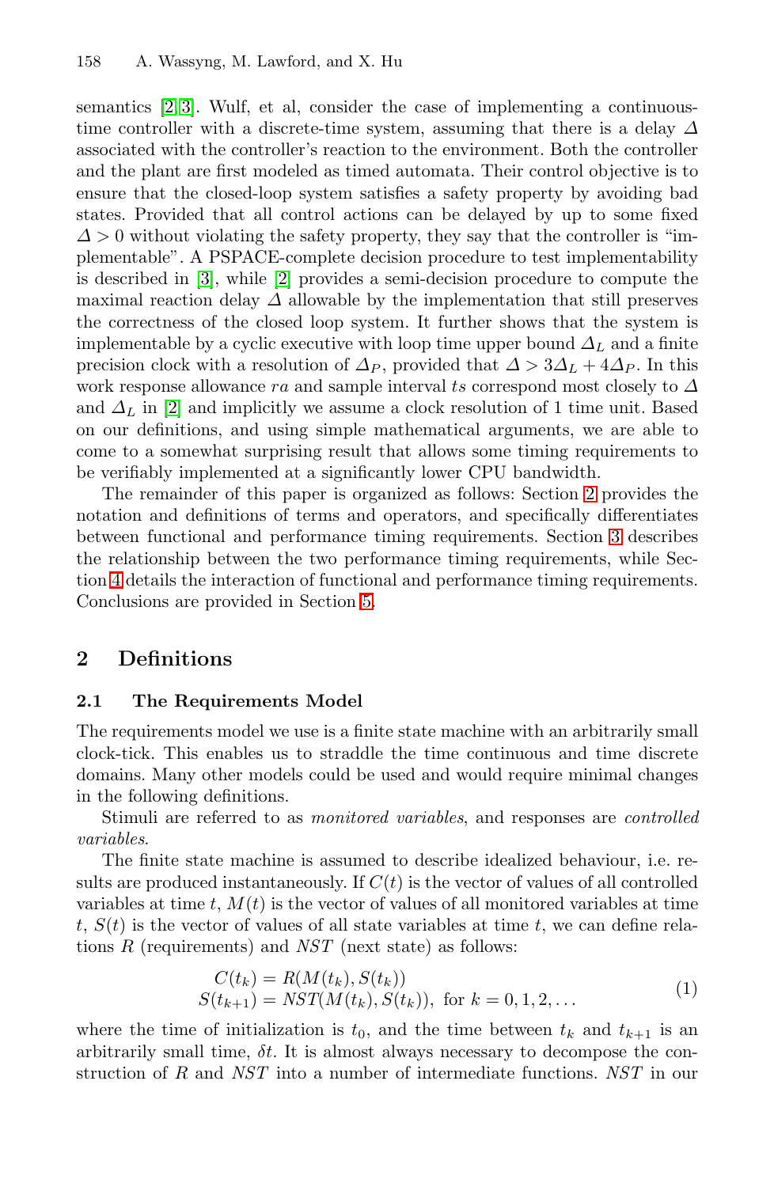semantics [2,3]. Wulf, et al, consider the case of implementing a continuous-time controller with a discrete-time system, assuming that there is a delay $\Delta$ associated with the controller's reaction to the environment. Both the controller and the plant are first modeled as timed automata. Their control objective is to ensure that the closed-loop system satisfies a safety property by avoiding bad states. Provided that all control actions can be delayed by up to some fixed $\Delta > 0$ without violating the safety property, they say that the controller is "implementable". A PSPACE-complete decision procedure to test implementability is described in [3], while [2] provides a semi-decision procedure to compute the maximal reaction delay $\Delta$ allowable by the implementation that still preserves the correctness of the closed loop system. It further shows that the system is implementable by a cyclic executive with loop time upper bound $\Delta_L$ and a finite precision clock with a resolution of $\Delta_P$, provided that $\Delta > 3\Delta_L + 4\Delta_P$. In this work response allowance $ra$ and sample interval $ts$ correspond most closely to $\Delta$ and $\Delta_L$ in [2] and implicitly we assume a clock resolution of 1 time unit. Based on our definitions, and using simple mathematical arguments, we are able to come to a somewhat surprising result that allows some timing requirements to be verifiably implemented at a significantly lower CPU bandwidth.

The remainder of this paper is organized as follows: Section 2 provides the notation and definitions of terms and operators, and specifically differentiates between functional and performance timing requirements. Section 3 describes the relationship between the two performance timing requirements, while Section 4 details the interaction of functional and performance timing requirements. Conclusions are provided in Section 5.

## 2 Definitions

### 2.1 The Requirements Model

The requirements model we use is a finite state machine with an arbitrarily small clock-tick. This enables us to straddle the time continuous and time discrete domains. Many other models could be used and would require minimal changes in the following definitions.

Stimuli are referred to as *monitored variables*, and responses are *controlled variables*.

The finite state machine is assumed to describe idealized behaviour, i.e. results are produced instantaneously. If $C(t)$ is the vector of values of all controlled variables at time $t$, $M(t)$ is the vector of values of all monitored variables at time $t$, $S(t)$ is the vector of values of all state variables at time $t$, we can define relations $R$ (requirements) and $NST$ (next state) as follows:

$$
\begin{aligned}
C(t_k) &= R(M(t_k), S(t_k)) \\
S(t_{k+1}) &= NST(M(t_k), S(t_k)), \text{ for } k = 0, 1, 2, \ldots
\end{aligned}
\tag{1}
$$

where the time of initialization is $t_0$, and the time between $t_k$ and $t_{k+1}$ is an arbitrarily small time, $\delta t$. It is almost always necessary to decompose the construction of $R$ and $NST$ into a number of intermediate functions. $NST$ in our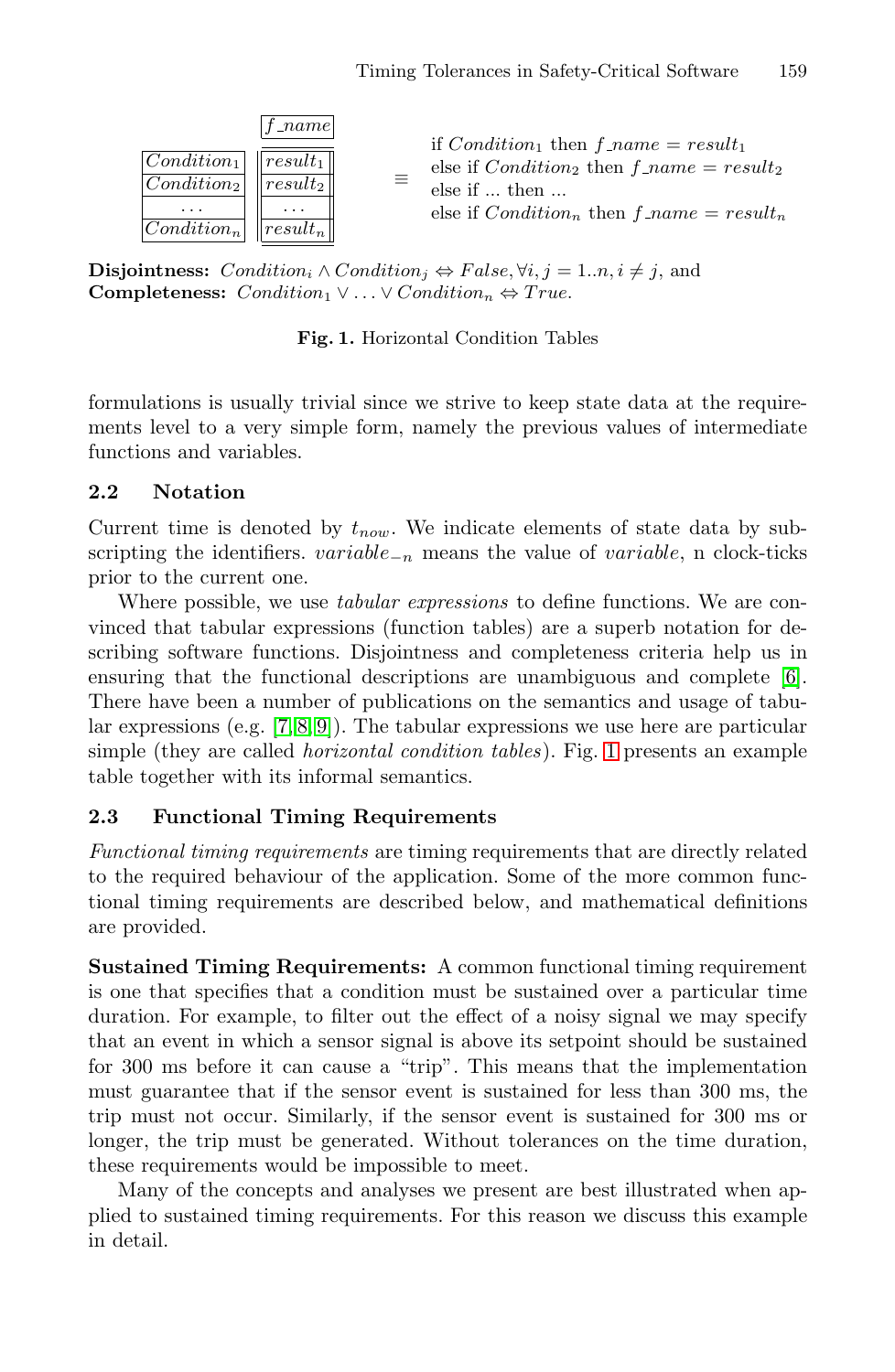| $Condition_1$ | $result_1$ |
|---|---|
| $Condition_2$ | $result_2$ |
| ... | ... |
| $Condition_n$ | $result_n$ |

(Column header of result column: $f\_name$)

$\equiv$

if $Condition_1$ then $f\_name = result_1$
else if $Condition_2$ then $f\_name = result_2$
else if ... then ...
else if $Condition_n$ then $f\_name = result_n$

**Disjointness:** $Condition_i \wedge Condition_j \Leftrightarrow False, \forall i, j = 1..n, i \neq j$, and
**Completeness:** $Condition_1 \vee \ldots \vee Condition_n \Leftrightarrow True$.

**Fig. 1.** Horizontal Condition Tables

formulations is usually trivial since we strive to keep state data at the requirements level to a very simple form, namely the previous values of intermediate functions and variables.

### 2.2 Notation

Current time is denoted by $t_{now}$. We indicate elements of state data by subscripting the identifiers. $variable_{-n}$ means the value of *variable*, n clock-ticks prior to the current one.

Where possible, we use *tabular expressions* to define functions. We are convinced that tabular expressions (function tables) are a superb notation for describing software functions. Disjointness and completeness criteria help us in ensuring that the functional descriptions are unambiguous and complete [6]. There have been a number of publications on the semantics and usage of tabular expressions (e.g. [7,8,9]). The tabular expressions we use here are particular simple (they are called *horizontal condition tables*). Fig. 1 presents an example table together with its informal semantics.

### 2.3 Functional Timing Requirements

*Functional timing requirements* are timing requirements that are directly related to the required behaviour of the application. Some of the more common functional timing requirements are described below, and mathematical definitions are provided.

**Sustained Timing Requirements:** A common functional timing requirement is one that specifies that a condition must be sustained over a particular time duration. For example, to filter out the effect of a noisy signal we may specify that an event in which a sensor signal is above its setpoint should be sustained for 300 ms before it can cause a "trip". This means that the implementation must guarantee that if the sensor event is sustained for less than 300 ms, the trip must not occur. Similarly, if the sensor event is sustained for 300 ms or longer, the trip must be generated. Without tolerances on the time duration, these requirements would be impossible to meet.

Many of the concepts and analyses we present are best illustrated when applied to sustained timing requirements. For this reason we discuss this example in detail.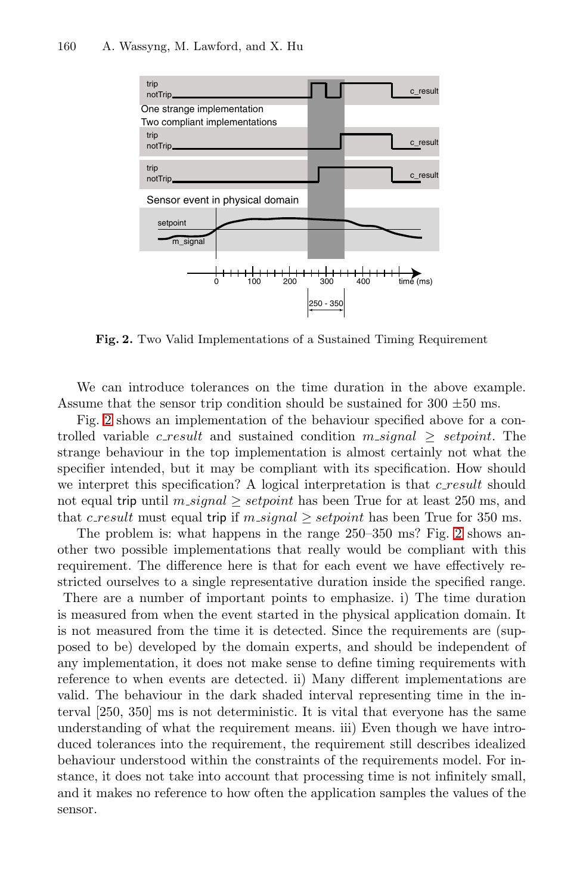**Fig. 2.** Two Valid Implementations of a Sustained Timing Requirement

We can introduce tolerances on the time duration in the above example. Assume that the sensor trip condition should be sustained for 300 ±50 ms.

Fig. 2 shows an implementation of the behaviour specified above for a controlled variable *c_result* and sustained condition $m\_signal \geq setpoint$. The strange behaviour in the top implementation is almost certainly not what the specifier intended, but it may be compliant with its specification. How should we interpret this specification? A logical interpretation is that *c_result* should not equal trip until $m\_signal \geq setpoint$ has been True for at least 250 ms, and that *c_result* must equal trip if $m\_signal \geq setpoint$ has been True for 350 ms.

The problem is: what happens in the range 250–350 ms? Fig. 2 shows another two possible implementations that really would be compliant with this requirement. The difference here is that for each event we have effectively restricted ourselves to a single representative duration inside the specified range. There are a number of important points to emphasize. i) The time duration is measured from when the event started in the physical application domain. It is not measured from the time it is detected. Since the requirements are (supposed to be) developed by the domain experts, and should be independent of any implementation, it does not make sense to define timing requirements with reference to when events are detected. ii) Many different implementations are valid. The behaviour in the dark shaded interval representing time in the interval [250, 350] ms is not deterministic. It is vital that everyone has the same understanding of what the requirement means. iii) Even though we have introduced tolerances into the requirement, the requirement still describes idealized behaviour understood within the constraints of the requirements model. For instance, it does not take into account that processing time is not infinitely small, and it makes no reference to how often the application samples the values of the sensor.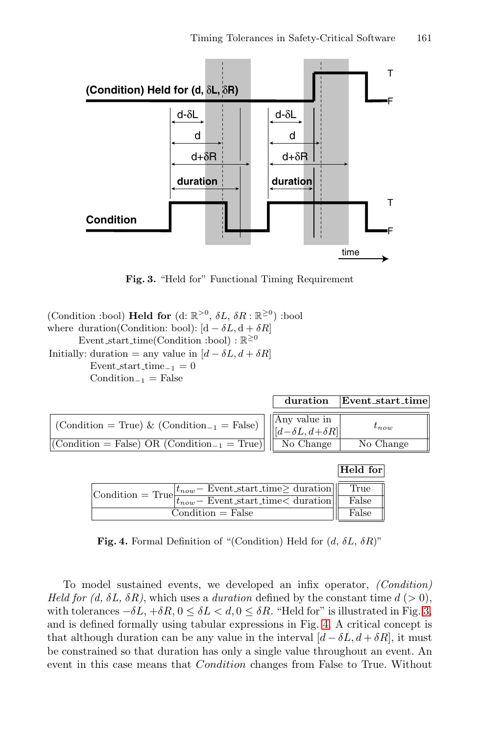Fig. 3. "Held for" Functional Timing Requirement

(Condition :bool) **Held for** (d: $\mathbb{R}^{>0}$, $\delta L$, $\delta R : \mathbb{R}^{\geq 0}$) :bool
where duration(Condition: bool): $[\mathrm{d} - \delta L, \mathrm{d} + \delta R]$
Event_start_time(Condition :bool) : $\mathbb{R}^{\geq 0}$
Initially: duration = any value in $[d - \delta L, d + \delta R]$
Event_start_time$_{-1}$ = 0
Condition$_{-1}$ = False

| | duration | Event_start_time |
|---|---|---|
| (Condition = True) & (Condition$_{-1}$ = False) | Any value in $[d - \delta L, d + \delta R]$ | $t_{now}$ |
| (Condition = False) OR (Condition$_{-1}$ = True) | No Change | No Change |

| | | Held for |
|---|---|---|
| Condition = True | $t_{now}$ − Event_start_time $\geq$ duration | True |
| | $t_{now}$ − Event_start_time $<$ duration | False |
| Condition = False | | False |

Fig. 4. Formal Definition of "(Condition) Held for ($d$, $\delta L$, $\delta R$)"

To model sustained events, we developed an infix operator, *(Condition) Held for (d, $\delta L$, $\delta R$)*, which uses a *duration* defined by the constant time $d$ ($> 0$), with tolerances $-\delta L$, $+\delta R$, $0 \leq \delta L < d, 0 \leq \delta R$. "Held for" is illustrated in Fig. 3, and is defined formally using tabular expressions in Fig. 4. A critical concept is that although duration can be any value in the interval $[d - \delta L, d + \delta R]$, it must be constrained so that duration has only a single value throughout an event. An event in this case means that *Condition* changes from False to True. Without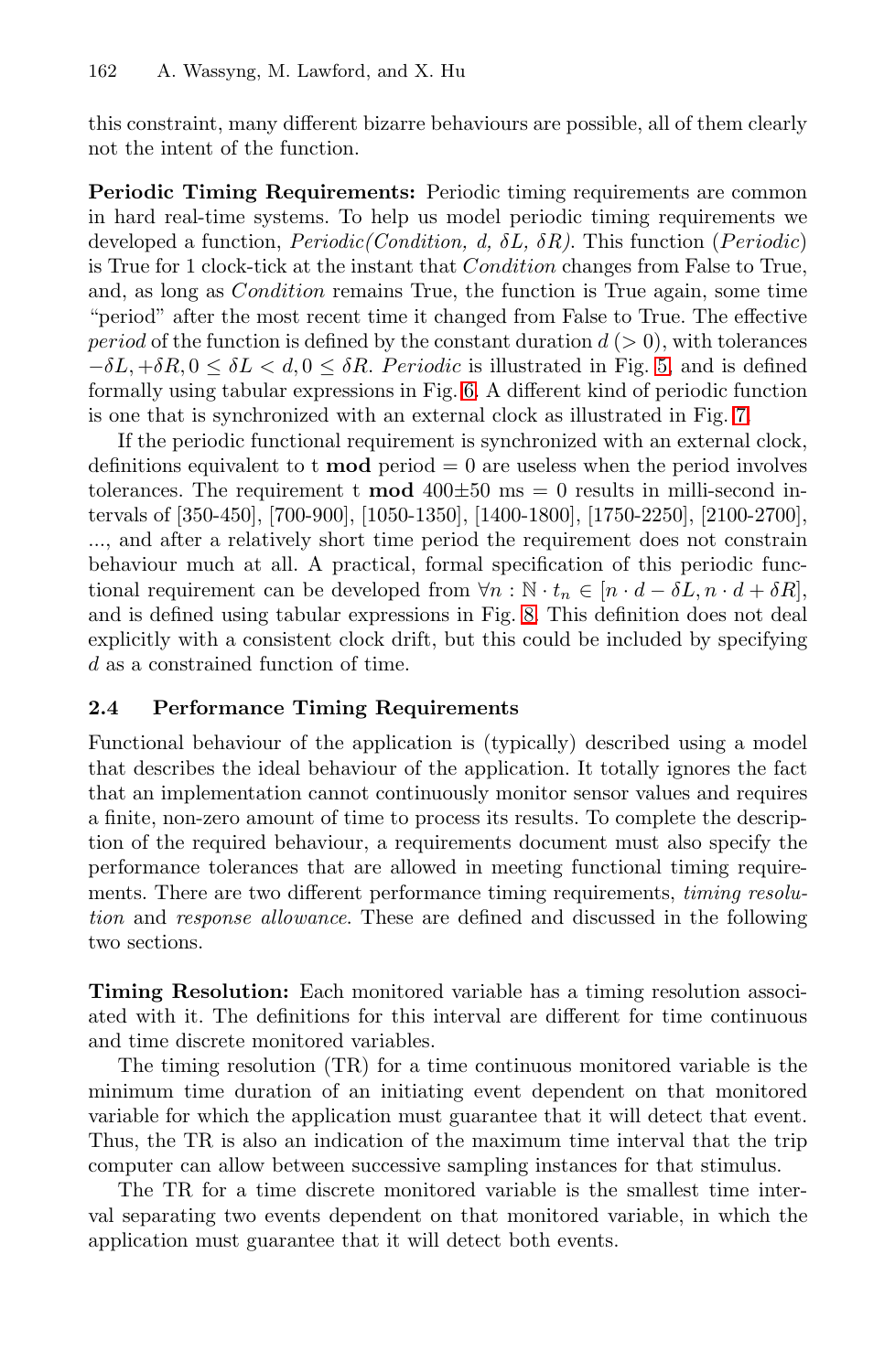this constraint, many different bizarre behaviours are possible, all of them clearly not the intent of the function.

**Periodic Timing Requirements:** Periodic timing requirements are common in hard real-time systems. To help us model periodic timing requirements we developed a function, *Periodic(Condition, d, $\delta L$, $\delta R$)*. This function (*Periodic*) is True for 1 clock-tick at the instant that *Condition* changes from False to True, and, as long as *Condition* remains True, the function is True again, some time "period" after the most recent time it changed from False to True. The effective *period* of the function is defined by the constant duration $d$ ($> 0$), with tolerances $-\delta L, +\delta R, 0 \leq \delta L < d, 0 \leq \delta R$. *Periodic* is illustrated in Fig. 5, and is defined formally using tabular expressions in Fig. 6. A different kind of periodic function is one that is synchronized with an external clock as illustrated in Fig. 7.

If the periodic functional requirement is synchronized with an external clock, definitions equivalent to t **mod** period = 0 are useless when the period involves tolerances. The requirement t **mod** 400±50 ms = 0 results in milli-second intervals of [350-450], [700-900], [1050-1350], [1400-1800], [1750-2250], [2100-2700], ..., and after a relatively short time period the requirement does not constrain behaviour much at all. A practical, formal specification of this periodic functional requirement can be developed from $\forall n : \mathbb{N} \cdot t_n \in [n \cdot d - \delta L, n \cdot d + \delta R]$, and is defined using tabular expressions in Fig. 8. This definition does not deal explicitly with a consistent clock drift, but this could be included by specifying $d$ as a constrained function of time.

### 2.4 Performance Timing Requirements

Functional behaviour of the application is (typically) described using a model that describes the ideal behaviour of the application. It totally ignores the fact that an implementation cannot continuously monitor sensor values and requires a finite, non-zero amount of time to process its results. To complete the description of the required behaviour, a requirements document must also specify the performance tolerances that are allowed in meeting functional timing requirements. There are two different performance timing requirements, *timing resolution* and *response allowance*. These are defined and discussed in the following two sections.

**Timing Resolution:** Each monitored variable has a timing resolution associated with it. The definitions for this interval are different for time continuous and time discrete monitored variables.

The timing resolution (TR) for a time continuous monitored variable is the minimum time duration of an initiating event dependent on that monitored variable for which the application must guarantee that it will detect that event. Thus, the TR is also an indication of the maximum time interval that the trip computer can allow between successive sampling instances for that stimulus.

The TR for a time discrete monitored variable is the smallest time interval separating two events dependent on that monitored variable, in which the application must guarantee that it will detect both events.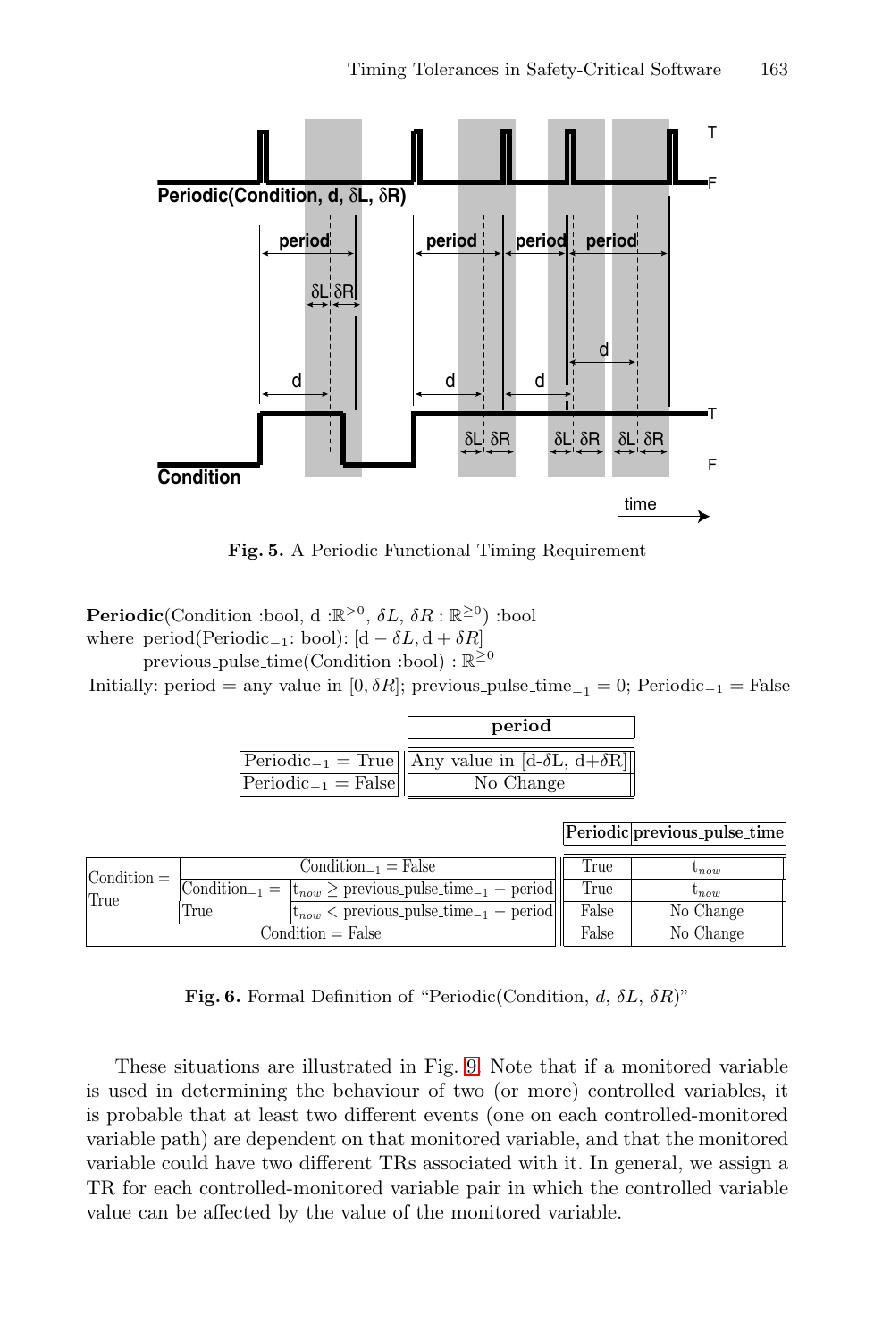**Fig. 5.** A Periodic Functional Timing Requirement

**Periodic**(Condition :bool, d :$\mathbb{R}^{>0}$, $\delta L$, $\delta R : \mathbb{R}^{\geq 0}$) :bool
where period(Periodic$_{-1}$: bool): $[\mathrm{d} - \delta L, \mathrm{d} + \delta R]$
previous_pulse_time(Condition :bool) : $\mathbb{R}^{\geq 0}$
Initially: period = any value in $[0, \delta R]$; previous_pulse_time$_{-1}$ = 0; Periodic$_{-1}$ = False

| | period |
|---|---|
| Periodic$_{-1}$ = True | Any value in [d-$\delta$L, d+$\delta$R] |
| Periodic$_{-1}$ = False | No Change |

| | | | Periodic | previous_pulse_time |
|---|---|---|---|---|
| Condition = True | Condition$_{-1}$ = False | | True | $t_{now}$ |
| | Condition$_{-1}$ = True | $t_{now} \geq$ previous_pulse_time$_{-1}$ + period | True | $t_{now}$ |
| | | $t_{now} <$ previous_pulse_time$_{-1}$ + period | False | No Change |
| Condition = False | | | False | No Change |

**Fig. 6.** Formal Definition of "Periodic(Condition, $d$, $\delta L$, $\delta R$)"

These situations are illustrated in Fig. 9. Note that if a monitored variable is used in determining the behaviour of two (or more) controlled variables, it is probable that at least two different events (one on each controlled-monitored variable path) are dependent on that monitored variable, and that the monitored variable could have two different TRs associated with it. In general, we assign a TR for each controlled-monitored variable pair in which the controlled variable value can be affected by the value of the monitored variable.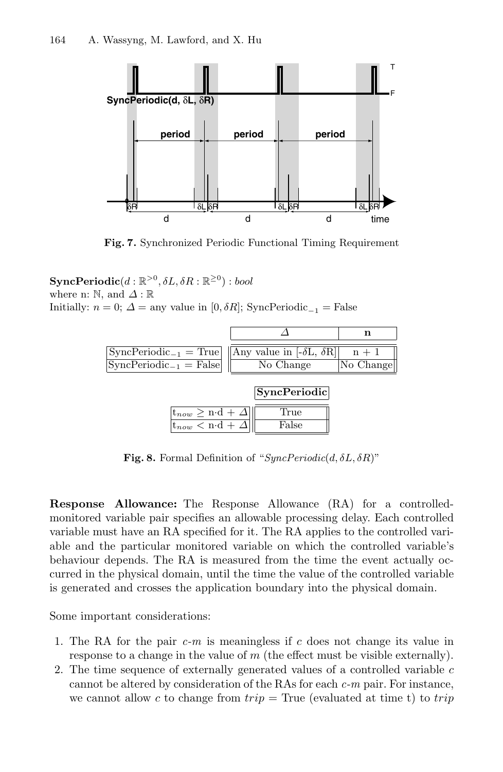Fig. 7. Synchronized Periodic Functional Timing Requirement

**SyncPeriodic**$(d : \mathbb{R}^{>0}, \delta L, \delta R : \mathbb{R}^{\geq 0})$ : *bool*
where n: $\mathbb{N}$, and $\Delta : \mathbb{R}$
Initially: $n = 0$; $\Delta$ = any value in $[0, \delta R]$; $\text{SyncPeriodic}_{-1}$ = False

| | $\Delta$ | n |
|---|---|---|
| $\text{SyncPeriodic}_{-1}$ = True | Any value in [-$\delta$L, $\delta$R] | n + 1 |
| $\text{SyncPeriodic}_{-1}$ = False | No Change | No Change |

| | SyncPeriodic |
|---|---|
| $t_{now} \geq n \cdot d + \Delta$ | True |
| $t_{now} < n \cdot d + \Delta$ | False |

**Fig. 8.** Formal Definition of "$SyncPeriodic(d, \delta L, \delta R)$"

**Response Allowance:** The Response Allowance (RA) for a controlled-monitored variable pair specifies an allowable processing delay. Each controlled variable must have an RA specified for it. The RA applies to the controlled variable and the particular monitored variable on which the controlled variable's behaviour depends. The RA is measured from the time the event actually occurred in the physical domain, until the time the value of the controlled variable is generated and crosses the application boundary into the physical domain.

Some important considerations:

1. The RA for the pair *c*-*m* is meaningless if *c* does not change its value in response to a change in the value of *m* (the effect must be visible externally).
2. The time sequence of externally generated values of a controlled variable *c* cannot be altered by consideration of the RAs for each *c*-*m* pair. For instance, we cannot allow *c* to change from *trip* = True (evaluated at time t) to *trip*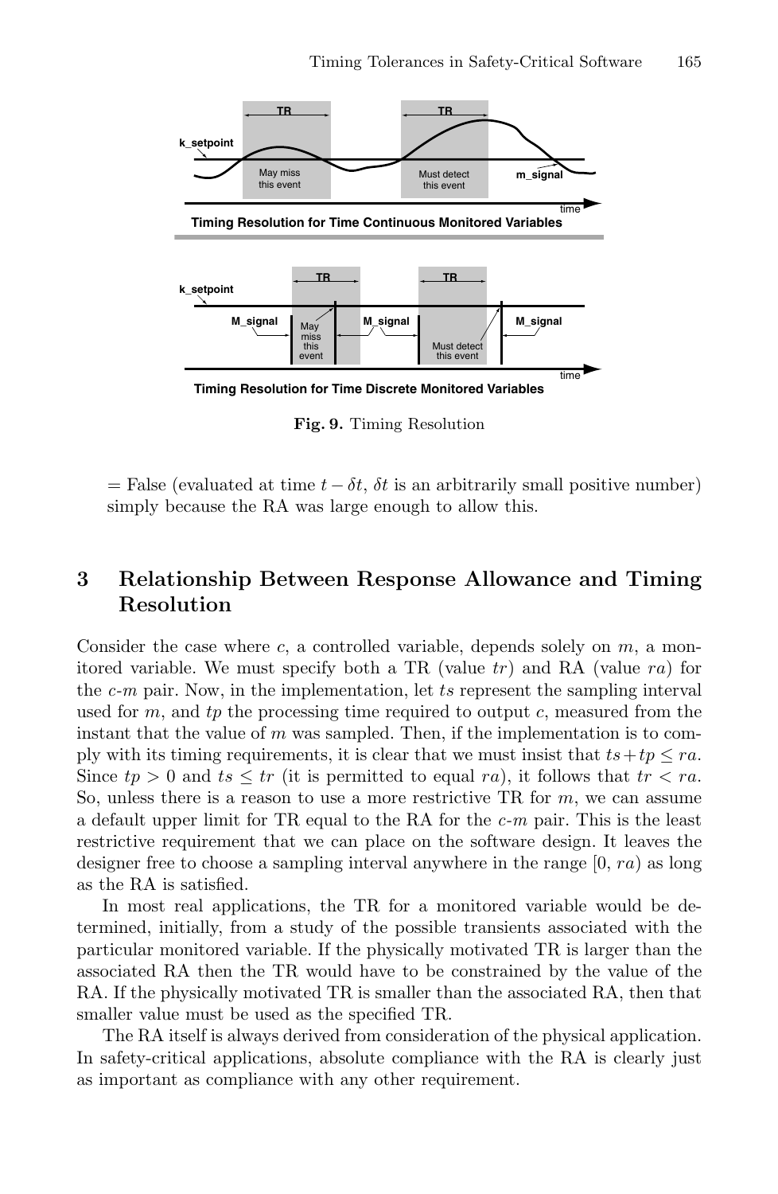TR

TR

k_setpoint

May miss this event

Must detect this event

m_signal

time

Timing Resolution for Time Continuous Monitored Variables

TR

TR

k_setpoint

M_signal

May miss this event

M_signal

Must detect this event

M_signal

time

Timing Resolution for Time Discrete Monitored Variables

**Fig. 9.** Timing Resolution

= False (evaluated at time $t - \delta t$, $\delta t$ is an arbitrarily small positive number) simply because the RA was large enough to allow this.

## 3 Relationship Between Response Allowance and Timing Resolution

Consider the case where $c$, a controlled variable, depends solely on $m$, a monitored variable. We must specify both a TR (value $tr$) and RA (value $ra$) for the $c$-$m$ pair. Now, in the implementation, let $ts$ represent the sampling interval used for $m$, and $tp$ the processing time required to output $c$, measured from the instant that the value of $m$ was sampled. Then, if the implementation is to comply with its timing requirements, it is clear that we must insist that $ts + tp \leq ra$. Since $tp > 0$ and $ts \leq tr$ (it is permitted to equal $ra$), it follows that $tr < ra$. So, unless there is a reason to use a more restrictive TR for $m$, we can assume a default upper limit for TR equal to the RA for the $c$-$m$ pair. This is the least restrictive requirement that we can place on the software design. It leaves the designer free to choose a sampling interval anywhere in the range $[0, ra)$ as long as the RA is satisfied.

In most real applications, the TR for a monitored variable would be determined, initially, from a study of the possible transients associated with the particular monitored variable. If the physically motivated TR is larger than the associated RA then the TR would have to be constrained by the value of the RA. If the physically motivated TR is smaller than the associated RA, then that smaller value must be used as the specified TR.

The RA itself is always derived from consideration of the physical application. In safety-critical applications, absolute compliance with the RA is clearly just as important as compliance with any other requirement.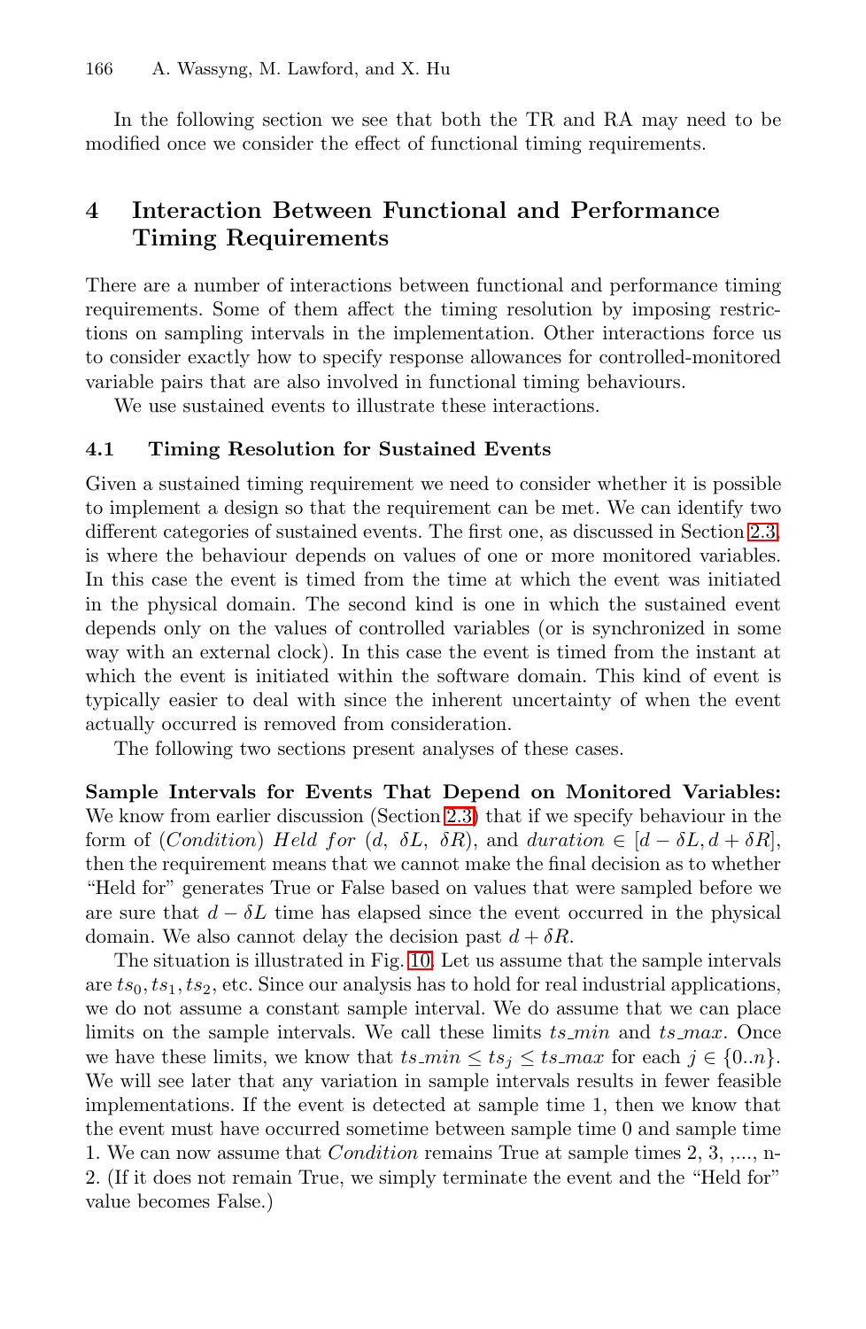In the following section we see that both the TR and RA may need to be modified once we consider the effect of functional timing requirements.

## 4 Interaction Between Functional and Performance Timing Requirements

There are a number of interactions between functional and performance timing requirements. Some of them affect the timing resolution by imposing restrictions on sampling intervals in the implementation. Other interactions force us to consider exactly how to specify response allowances for controlled-monitored variable pairs that are also involved in functional timing behaviours.

We use sustained events to illustrate these interactions.

### 4.1 Timing Resolution for Sustained Events

Given a sustained timing requirement we need to consider whether it is possible to implement a design so that the requirement can be met. We can identify two different categories of sustained events. The first one, as discussed in Section 2.3, is where the behaviour depends on values of one or more monitored variables. In this case the event is timed from the time at which the event was initiated in the physical domain. The second kind is one in which the sustained event depends only on the values of controlled variables (or is synchronized in some way with an external clock). In this case the event is timed from the instant at which the event is initiated within the software domain. This kind of event is typically easier to deal with since the inherent uncertainty of when the event actually occurred is removed from consideration.

The following two sections present analyses of these cases.

**Sample Intervals for Events That Depend on Monitored Variables:** We know from earlier discussion (Section 2.3) that if we specify behaviour in the form of (*Condition*) *Held for* ($d$, $\delta L$, $\delta R$), and $duration \in [d - \delta L, d + \delta R]$, then the requirement means that we cannot make the final decision as to whether "Held for" generates True or False based on values that were sampled before we are sure that $d - \delta L$ time has elapsed since the event occurred in the physical domain. We also cannot delay the decision past $d + \delta R$.

The situation is illustrated in Fig. 10. Let us assume that the sample intervals are $ts_0, ts_1, ts_2$, etc. Since our analysis has to hold for real industrial applications, we do not assume a constant sample interval. We do assume that we can place limits on the sample intervals. We call these limits $ts\_min$ and $ts\_max$. Once we have these limits, we know that $ts\_min \leq ts_j \leq ts\_max$ for each $j \in \{0..n\}$. We will see later that any variation in sample intervals results in fewer feasible implementations. If the event is detected at sample time 1, then we know that the event must have occurred sometime between sample time 0 and sample time 1. We can now assume that *Condition* remains True at sample times 2, 3, ,..., n-2. (If it does not remain True, we simply terminate the event and the "Held for" value becomes False.)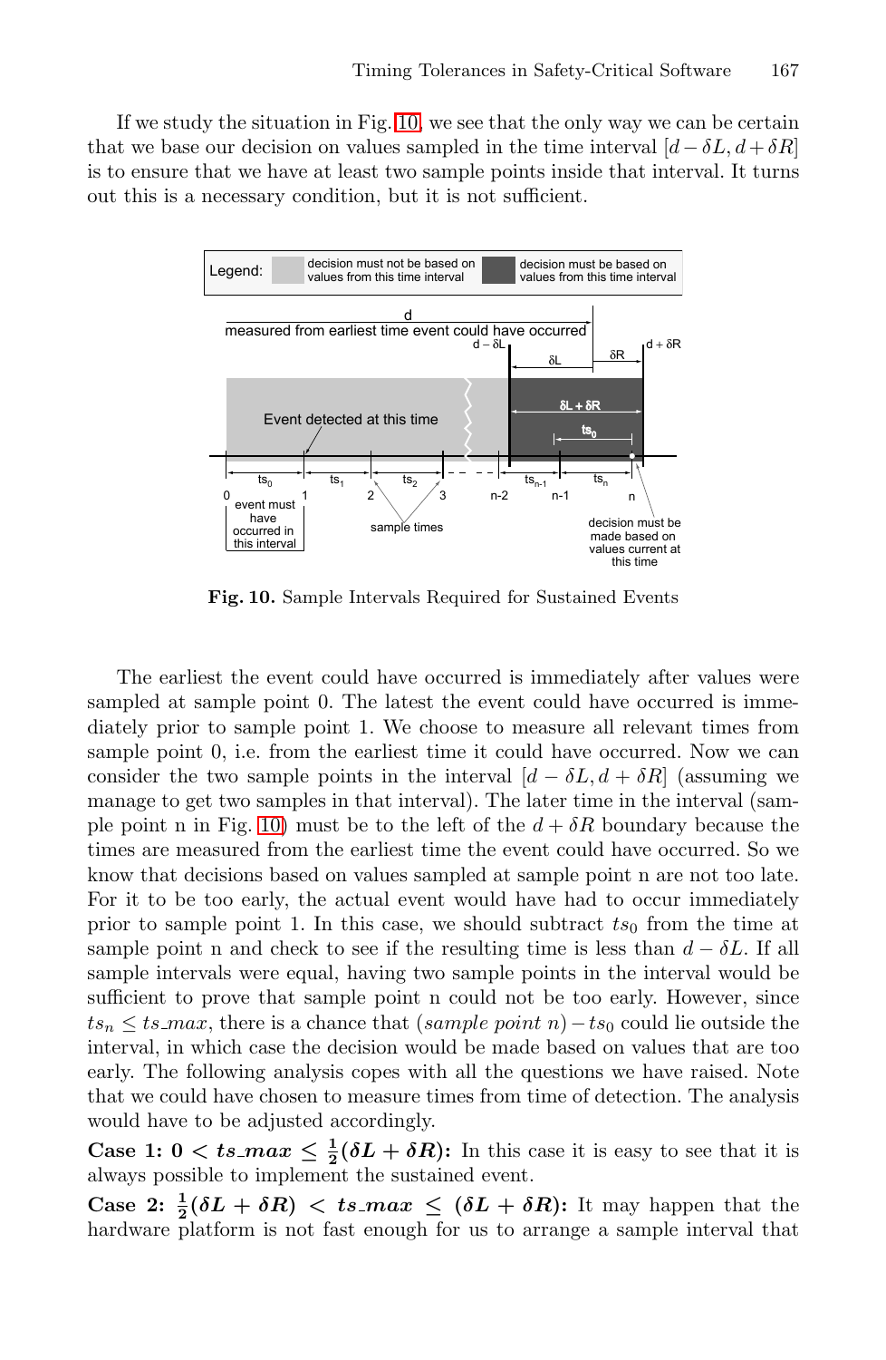If we study the situation in Fig. 10, we see that the only way we can be certain that we base our decision on values sampled in the time interval $[d - \delta L, d + \delta R]$ is to ensure that we have at least two sample points inside that interval. It turns out this is a necessary condition, but it is not sufficient.

**Fig. 10.** Sample Intervals Required for Sustained Events

The earliest the event could have occurred is immediately after values were sampled at sample point 0. The latest the event could have occurred is immediately prior to sample point 1. We choose to measure all relevant times from sample point 0, i.e. from the earliest time it could have occurred. Now we can consider the two sample points in the interval $[d - \delta L, d + \delta R]$ (assuming we manage to get two samples in that interval). The later time in the interval (sample point n in Fig. 10) must be to the left of the $d + \delta R$ boundary because the times are measured from the earliest time the event could have occurred. So we know that decisions based on values sampled at sample point n are not too late. For it to be too early, the actual event would have had to occur immediately prior to sample point 1. In this case, we should subtract $ts_0$ from the time at sample point n and check to see if the resulting time is less than $d - \delta L$. If all sample intervals were equal, having two sample points in the interval would be sufficient to prove that sample point n could not be too early. However, since $ts_n \leq ts\_max$, there is a chance that $(sample\ point\ n) - ts_0$ could lie outside the interval, in which case the decision would be made based on values that are too early. The following analysis copes with all the questions we have raised. Note that we could have chosen to measure times from time of detection. The analysis would have to be adjusted accordingly.

**Case 1:** $0 < ts\_max \leq \frac{1}{2}(\delta L + \delta R)$**:** In this case it is easy to see that it is always possible to implement the sustained event.

**Case 2:** $\frac{1}{2}(\delta L + \delta R) < ts\_max \leq (\delta L + \delta R)$**:** It may happen that the hardware platform is not fast enough for us to arrange a sample interval that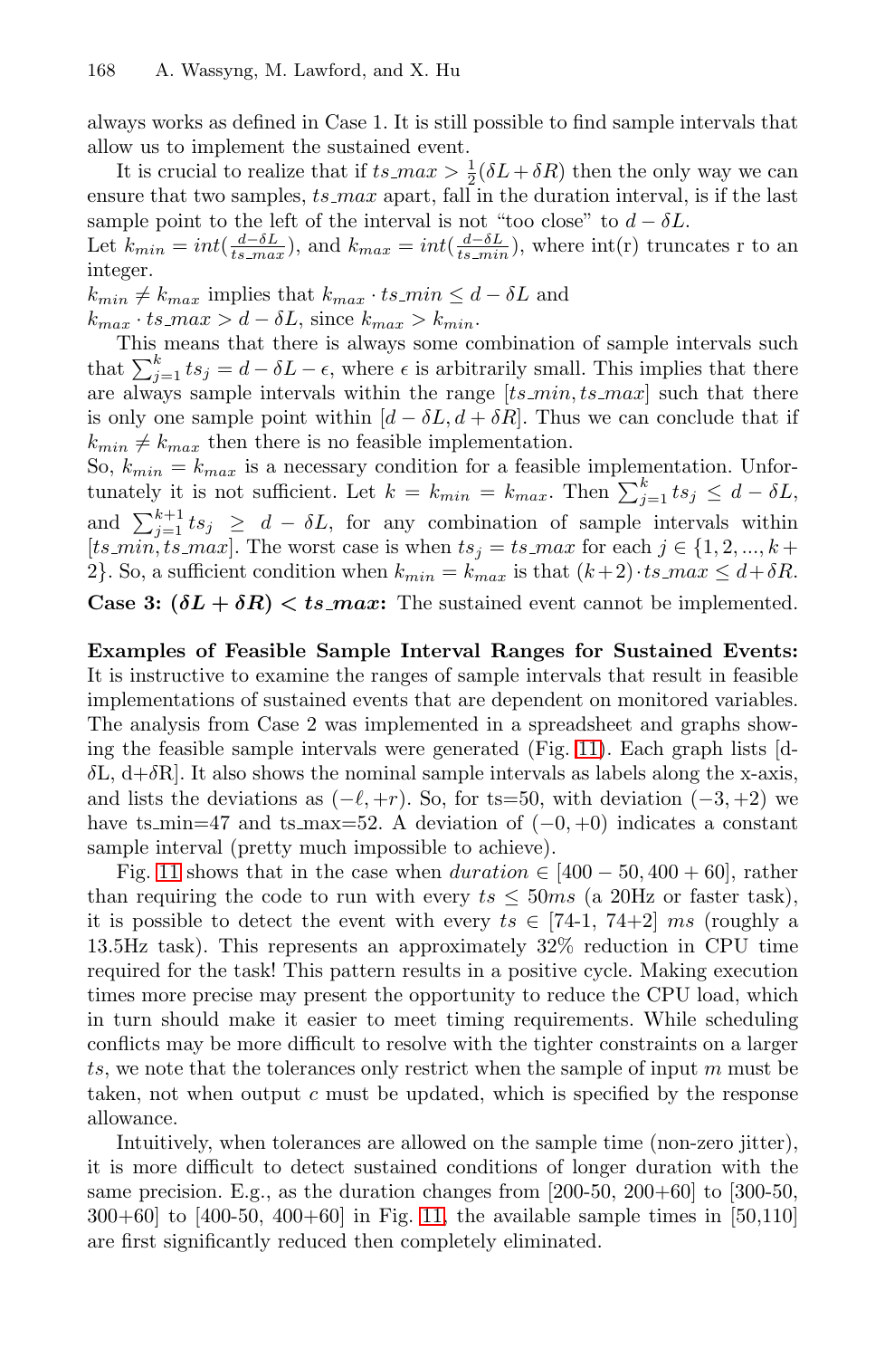always works as defined in Case 1. It is still possible to find sample intervals that allow us to implement the sustained event.

It is crucial to realize that if $ts\_max > \frac{1}{2}(\delta L + \delta R)$ then the only way we can ensure that two samples, $ts\_max$ apart, fall in the duration interval, is if the last sample point to the left of the interval is not "too close" to $d - \delta L$.

Let $k_{min} = int(\frac{d-\delta L}{ts\_max})$, and $k_{max} = int(\frac{d-\delta L}{ts\_min})$, where int(r) truncates r to an integer.

$k_{min} \neq k_{max}$ implies that $k_{max} \cdot ts\_min \leq d - \delta L$ and
$k_{max} \cdot ts\_max > d - \delta L$, since $k_{max} > k_{min}$.

This means that there is always some combination of sample intervals such that $\sum_{j=1}^{k} ts_j = d - \delta L - \epsilon$, where $\epsilon$ is arbitrarily small. This implies that there are always sample intervals within the range $[ts\_min, ts\_max]$ such that there is only one sample point within $[d - \delta L, d + \delta R]$. Thus we can conclude that if $k_{min} \neq k_{max}$ then there is no feasible implementation.

So, $k_{min} = k_{max}$ is a necessary condition for a feasible implementation. Unfortunately it is not sufficient. Let $k = k_{min} = k_{max}$. Then $\sum_{j=1}^{k} ts_j \leq d - \delta L$, and $\sum_{j=1}^{k+1} ts_j \geq d - \delta L$, for any combination of sample intervals within $[ts\_min, ts\_max]$. The worst case is when $ts_j = ts\_max$ for each $j \in \{1, 2, ..., k + 2\}$. So, a sufficient condition when $k_{min} = k_{max}$ is that $(k+2) \cdot ts\_max \leq d + \delta R$.

**Case 3: $(\delta L + \delta R) < ts\_max$:** The sustained event cannot be implemented.

**Examples of Feasible Sample Interval Ranges for Sustained Events:** It is instructive to examine the ranges of sample intervals that result in feasible implementations of sustained events that are dependent on monitored variables. The analysis from Case 2 was implemented in a spreadsheet and graphs showing the feasible sample intervals were generated (Fig. 11). Each graph lists [d-δL, d+δR]. It also shows the nominal sample intervals as labels along the x-axis, and lists the deviations as $(-\ell, +r)$. So, for ts=50, with deviation $(-3, +2)$ we have ts_min=47 and ts_max=52. A deviation of $(-0, +0)$ indicates a constant sample interval (pretty much impossible to achieve).

Fig. 11 shows that in the case when $duration \in [400 - 50, 400 + 60]$, rather than requiring the code to run with every $ts \leq 50ms$ (a 20Hz or faster task), it is possible to detect the event with every $ts \in$ [74-1, 74+2] $ms$ (roughly a 13.5Hz task). This represents an approximately 32% reduction in CPU time required for the task! This pattern results in a positive cycle. Making execution times more precise may present the opportunity to reduce the CPU load, which in turn should make it easier to meet timing requirements. While scheduling conflicts may be more difficult to resolve with the tighter constraints on a larger $ts$, we note that the tolerances only restrict when the sample of input $m$ must be taken, not when output $c$ must be updated, which is specified by the response allowance.

Intuitively, when tolerances are allowed on the sample time (non-zero jitter), it is more difficult to detect sustained conditions of longer duration with the same precision. E.g., as the duration changes from [200-50, 200+60] to [300-50, 300+60] to [400-50, 400+60] in Fig. 11, the available sample times in [50,110] are first significantly reduced then completely eliminated.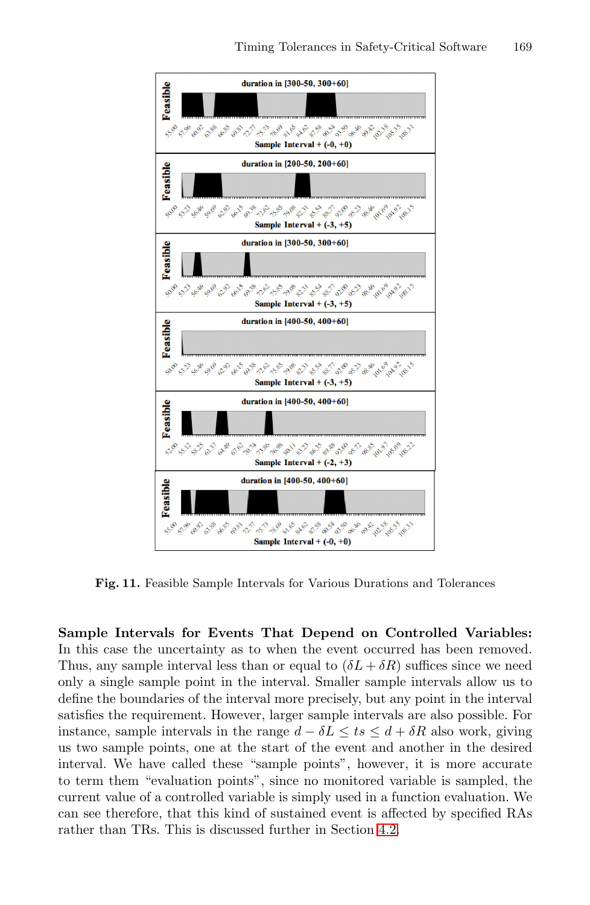Fig. 11. Feasible Sample Intervals for Various Durations and Tolerances

**Sample Intervals for Events That Depend on Controlled Variables:** In this case the uncertainty as to when the event occurred has been removed. Thus, any sample interval less than or equal to $(\delta L + \delta R)$ suffices since we need only a single sample point in the interval. Smaller sample intervals allow us to define the boundaries of the interval more precisely, but any point in the interval satisfies the requirement. However, larger sample intervals are also possible. For instance, sample intervals in the range $d - \delta L \leq ts \leq d + \delta R$ also work, giving us two sample points, one at the start of the event and another in the desired interval. We have called these "sample points", however, it is more accurate to term them "evaluation points", since no monitored variable is sampled, the current value of a controlled variable is simply used in a function evaluation. We can see therefore, that this kind of sustained event is affected by specified RAs rather than TRs. This is discussed further in Section 4.2.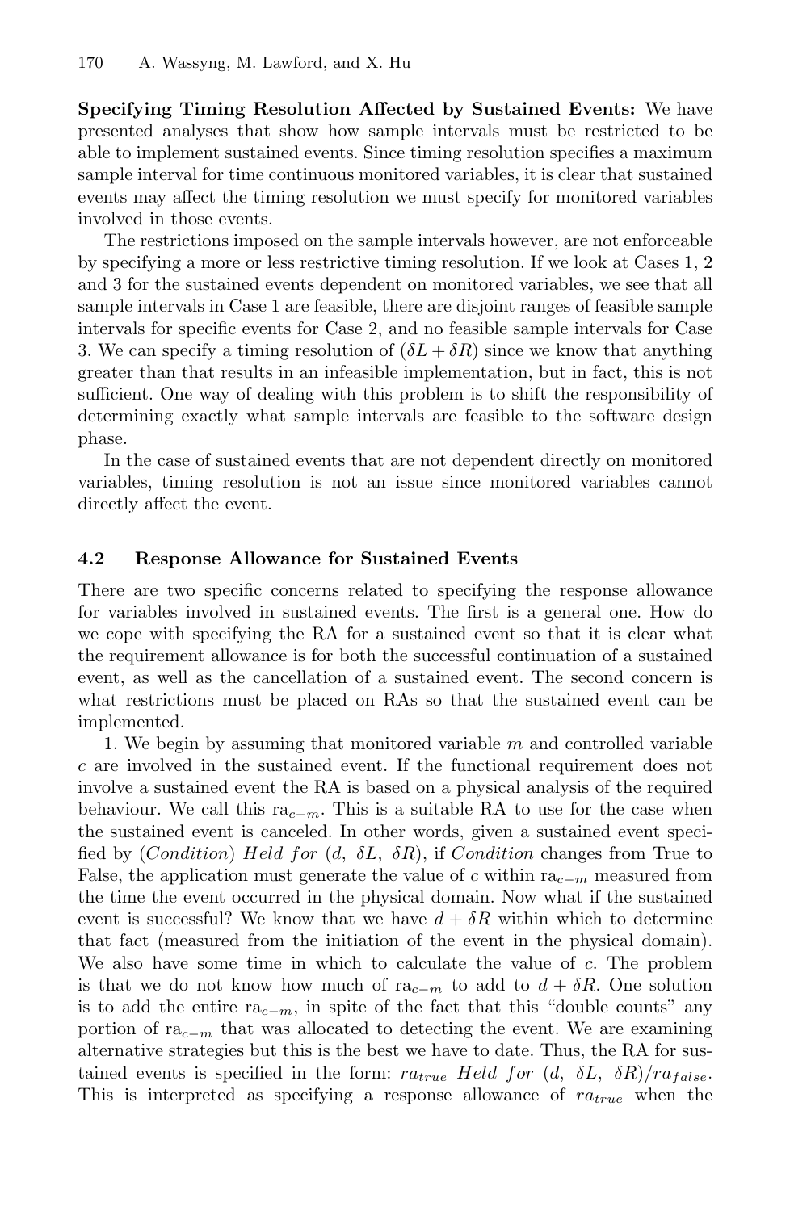**Specifying Timing Resolution Affected by Sustained Events:** We have presented analyses that show how sample intervals must be restricted to be able to implement sustained events. Since timing resolution specifies a maximum sample interval for time continuous monitored variables, it is clear that sustained events may affect the timing resolution we must specify for monitored variables involved in those events.

The restrictions imposed on the sample intervals however, are not enforceable by specifying a more or less restrictive timing resolution. If we look at Cases 1, 2 and 3 for the sustained events dependent on monitored variables, we see that all sample intervals in Case 1 are feasible, there are disjoint ranges of feasible sample intervals for specific events for Case 2, and no feasible sample intervals for Case 3. We can specify a timing resolution of $(\delta L + \delta R)$ since we know that anything greater than that results in an infeasible implementation, but in fact, this is not sufficient. One way of dealing with this problem is to shift the responsibility of determining exactly what sample intervals are feasible to the software design phase.

In the case of sustained events that are not dependent directly on monitored variables, timing resolution is not an issue since monitored variables cannot directly affect the event.

### 4.2 Response Allowance for Sustained Events

There are two specific concerns related to specifying the response allowance for variables involved in sustained events. The first is a general one. How do we cope with specifying the RA for a sustained event so that it is clear what the requirement allowance is for both the successful continuation of a sustained event, as well as the cancellation of a sustained event. The second concern is what restrictions must be placed on RAs so that the sustained event can be implemented.

1. We begin by assuming that monitored variable $m$ and controlled variable $c$ are involved in the sustained event. If the functional requirement does not involve a sustained event the RA is based on a physical analysis of the required behaviour. We call this $\mathrm{ra}_{c-m}$. This is a suitable RA to use for the case when the sustained event is canceled. In other words, given a sustained event specified by (*Condition*) *Held for* $(d,\ \delta L,\ \delta R)$, if *Condition* changes from True to False, the application must generate the value of $c$ within $\mathrm{ra}_{c-m}$ measured from the time the event occurred in the physical domain. Now what if the sustained event is successful? We know that we have $d + \delta R$ within which to determine that fact (measured from the initiation of the event in the physical domain). We also have some time in which to calculate the value of $c$. The problem is that we do not know how much of $\mathrm{ra}_{c-m}$ to add to $d + \delta R$. One solution is to add the entire $\mathrm{ra}_{c-m}$, in spite of the fact that this "double counts" any portion of $\mathrm{ra}_{c-m}$ that was allocated to detecting the event. We are examining alternative strategies but this is the best we have to date. Thus, the RA for sustained events is specified in the form: $ra_{true}$ *Held for* $(d,\ \delta L,\ \delta R)/ra_{false}$. This is interpreted as specifying a response allowance of $ra_{true}$ when the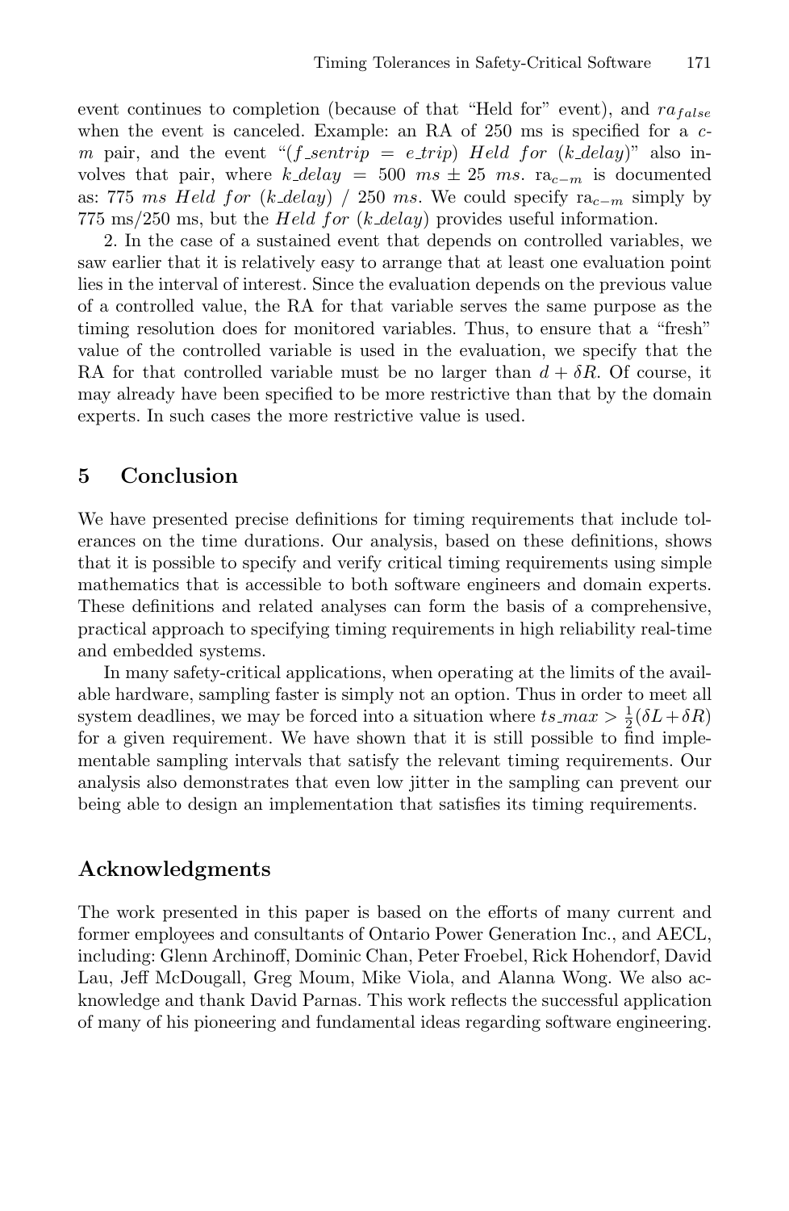event continues to completion (because of that "Held for" event), and $ra_{false}$ when the event is canceled. Example: an RA of 250 ms is specified for a *c-m* pair, and the event "($f\_sentrip$ = $e\_trip$) *Held for* ($k\_delay$)" also involves that pair, where $k\_delay = 500\ ms \pm 25\ ms$. $\mathrm{ra}_{c-m}$ is documented as: 775 *ms Held for* ($k\_delay$) / 250 *ms*. We could specify $\mathrm{ra}_{c-m}$ simply by 775 ms/250 ms, but the *Held for* ($k\_delay$) provides useful information.

2. In the case of a sustained event that depends on controlled variables, we saw earlier that it is relatively easy to arrange that at least one evaluation point lies in the interval of interest. Since the evaluation depends on the previous value of a controlled value, the RA for that variable serves the same purpose as the timing resolution does for monitored variables. Thus, to ensure that a "fresh" value of the controlled variable is used in the evaluation, we specify that the RA for that controlled variable must be no larger than $d + \delta R$. Of course, it may already have been specified to be more restrictive than that by the domain experts. In such cases the more restrictive value is used.

## 5 Conclusion

We have presented precise definitions for timing requirements that include tolerances on the time durations. Our analysis, based on these definitions, shows that it is possible to specify and verify critical timing requirements using simple mathematics that is accessible to both software engineers and domain experts. These definitions and related analyses can form the basis of a comprehensive, practical approach to specifying timing requirements in high reliability real-time and embedded systems.

In many safety-critical applications, when operating at the limits of the available hardware, sampling faster is simply not an option. Thus in order to meet all system deadlines, we may be forced into a situation where $ts\_max > \frac{1}{2}(\delta L + \delta R)$ for a given requirement. We have shown that it is still possible to find implementable sampling intervals that satisfy the relevant timing requirements. Our analysis also demonstrates that even low jitter in the sampling can prevent our being able to design an implementation that satisfies its timing requirements.

## Acknowledgments

The work presented in this paper is based on the efforts of many current and former employees and consultants of Ontario Power Generation Inc., and AECL, including: Glenn Archinoff, Dominic Chan, Peter Froebel, Rick Hohendorf, David Lau, Jeff McDougall, Greg Moum, Mike Viola, and Alanna Wong. We also acknowledge and thank David Parnas. This work reflects the successful application of many of his pioneering and fundamental ideas regarding software engineering.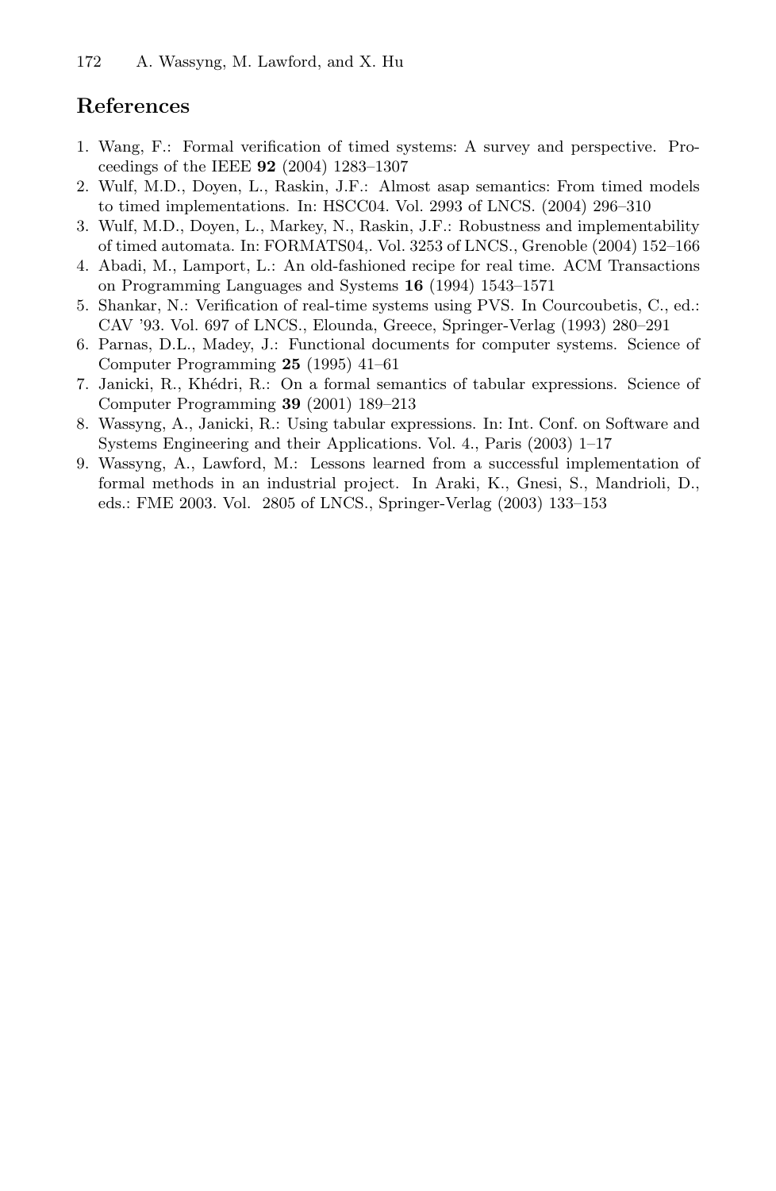## References

1. Wang, F.: Formal verification of timed systems: A survey and perspective. Proceedings of the IEEE **92** (2004) 1283–1307
2. Wulf, M.D., Doyen, L., Raskin, J.F.: Almost asap semantics: From timed models to timed implementations. In: HSCC04. Vol. 2993 of LNCS. (2004) 296–310
3. Wulf, M.D., Doyen, L., Markey, N., Raskin, J.F.: Robustness and implementability of timed automata. In: FORMATS04,. Vol. 3253 of LNCS., Grenoble (2004) 152–166
4. Abadi, M., Lamport, L.: An old-fashioned recipe for real time. ACM Transactions on Programming Languages and Systems **16** (1994) 1543–1571
5. Shankar, N.: Verification of real-time systems using PVS. In Courcoubetis, C., ed.: CAV '93. Vol. 697 of LNCS., Elounda, Greece, Springer-Verlag (1993) 280–291
6. Parnas, D.L., Madey, J.: Functional documents for computer systems. Science of Computer Programming **25** (1995) 41–61
7. Janicki, R., Khédri, R.: On a formal semantics of tabular expressions. Science of Computer Programming **39** (2001) 189–213
8. Wassyng, A., Janicki, R.: Using tabular expressions. In: Int. Conf. on Software and Systems Engineering and their Applications. Vol. 4., Paris (2003) 1–17
9. Wassyng, A., Lawford, M.: Lessons learned from a successful implementation of formal methods in an industrial project. In Araki, K., Gnesi, S., Mandrioli, D., eds.: FME 2003. Vol. 2805 of LNCS., Springer-Verlag (2003) 133–153